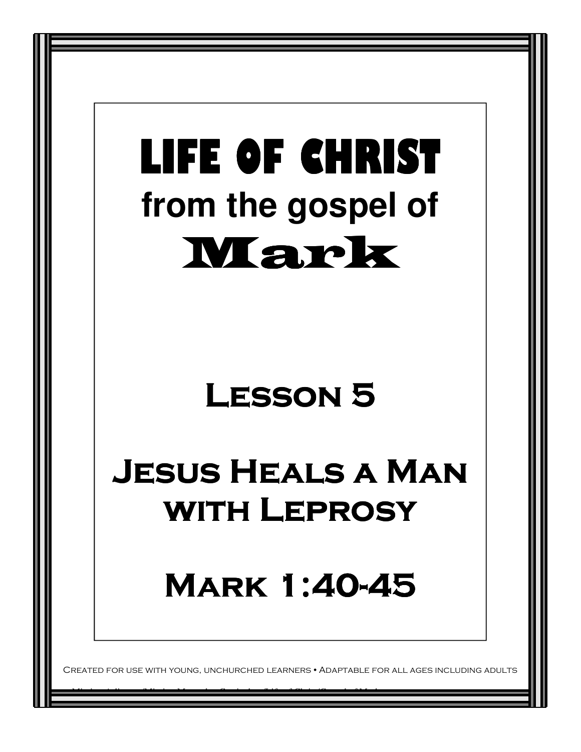# LIFE OF CHRIST

## from the gospel of

# Mark

## Lesson 5

## Jesus Heals a Man with Leprosy

## Mark 1:40-45

Created for use with young, unchurched learners • Adaptable for all ages including adults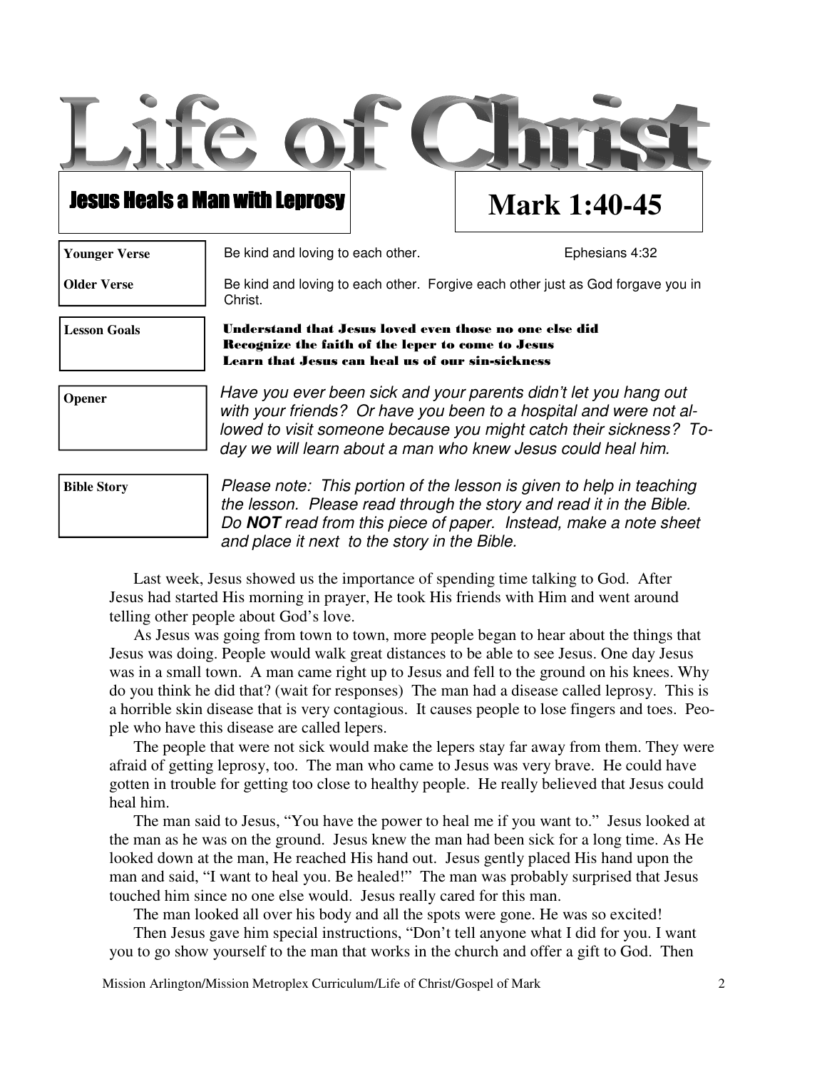# Life of Christ

## Jesus Heals a Man with Leprosy

## Mark 1:40-45

**Younger Verse** — Be kind and loving to each other. Ephesians 4:32

**Older Verse** — Be kind and loving to each other. Forgive each other just as God forgave you in Christ.

**Lesson Goals**

**Understand that Jesus loved even those no one else did**
**Recognize the faith of the leper to come to Jesus**
**Learn that Jesus can heal us of our sin-sickness**

**Opener**

*Have you ever been sick and your parents didn't let you hang out with your friends? Or have you been to a hospital and were not allowed to visit someone because you might catch their sickness? Today we will learn about a man who knew Jesus could heal him.*

**Bible Story**

*Please note: This portion of the lesson is given to help in teaching the lesson. Please read through the story and read it in the Bible. Do **NOT** read from this piece of paper. Instead, make a note sheet and place it next to the story in the Bible.*

Last week, Jesus showed us the importance of spending time talking to God. After Jesus had started His morning in prayer, He took His friends with Him and went around telling other people about God's love.

As Jesus was going from town to town, more people began to hear about the things that Jesus was doing. People would walk great distances to be able to see Jesus. One day Jesus was in a small town. A man came right up to Jesus and fell to the ground on his knees. Why do you think he did that? (wait for responses) The man had a disease called leprosy. This is a horrible skin disease that is very contagious. It causes people to lose fingers and toes. People who have this disease are called lepers.

The people that were not sick would make the lepers stay far away from them. They were afraid of getting leprosy, too. The man who came to Jesus was very brave. He could have gotten in trouble for getting too close to healthy people. He really believed that Jesus could heal him.

The man said to Jesus, "You have the power to heal me if you want to." Jesus looked at the man as he was on the ground. Jesus knew the man had been sick for a long time. As He looked down at the man, He reached His hand out. Jesus gently placed His hand upon the man and said, "I want to heal you. Be healed!" The man was probably surprised that Jesus touched him since no one else would. Jesus really cared for this man.

The man looked all over his body and all the spots were gone. He was so excited!

Then Jesus gave him special instructions, "Don't tell anyone what I did for you. I want you to go show yourself to the man that works in the church and offer a gift to God. Then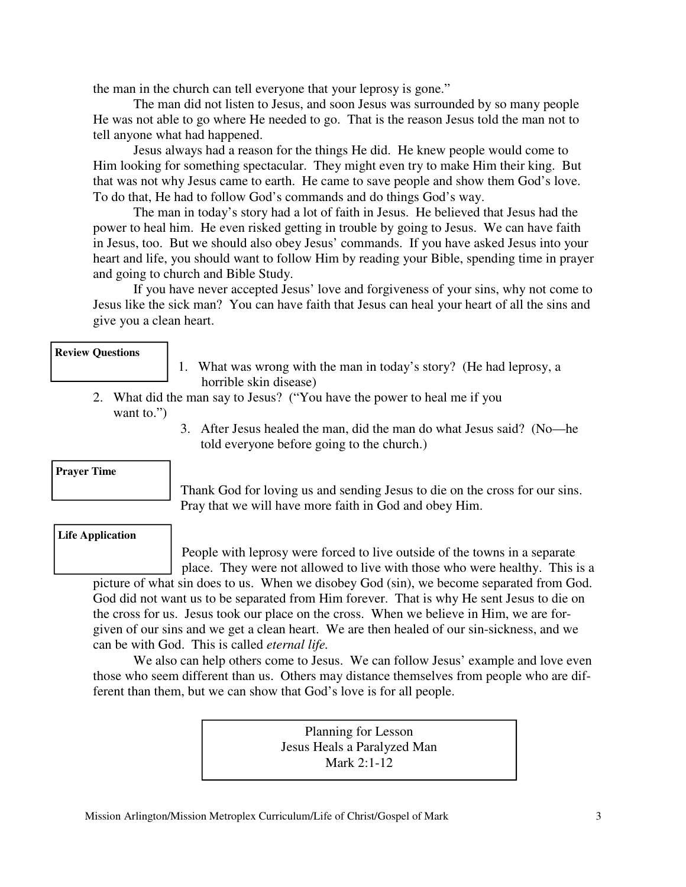the man in the church can tell everyone that your leprosy is gone."

The man did not listen to Jesus, and soon Jesus was surrounded by so many people He was not able to go where He needed to go. That is the reason Jesus told the man not to tell anyone what had happened.

Jesus always had a reason for the things He did. He knew people would come to Him looking for something spectacular. They might even try to make Him their king. But that was not why Jesus came to earth. He came to save people and show them God's love. To do that, He had to follow God's commands and do things God's way.

The man in today's story had a lot of faith in Jesus. He believed that Jesus had the power to heal him. He even risked getting in trouble by going to Jesus. We can have faith in Jesus, too. But we should also obey Jesus' commands. If you have asked Jesus into your heart and life, you should want to follow Him by reading your Bible, spending time in prayer and going to church and Bible Study.

If you have never accepted Jesus' love and forgiveness of your sins, why not come to Jesus like the sick man? You can have faith that Jesus can heal your heart of all the sins and give you a clean heart.

**Review Questions**

1. What was wrong with the man in today's story? (He had leprosy, a horrible skin disease)
2. What did the man say to Jesus? ("You have the power to heal me if you want to.")
3. After Jesus healed the man, did the man do what Jesus said? (No—he told everyone before going to the church.)

**Prayer Time**

Thank God for loving us and sending Jesus to die on the cross for our sins. Pray that we will have more faith in God and obey Him.

**Life Application**

People with leprosy were forced to live outside of the towns in a separate place. They were not allowed to live with those who were healthy. This is a picture of what sin does to us. When we disobey God (sin), we become separated from God. God did not want us to be separated from Him forever. That is why He sent Jesus to die on the cross for us. Jesus took our place on the cross. When we believe in Him, we are forgiven of our sins and we get a clean heart. We are then healed of our sin-sickness, and we can be with God. This is called *eternal life.*

We also can help others come to Jesus. We can follow Jesus' example and love even those who seem different than us. Others may distance themselves from people who are different than them, but we can show that God's love is for all people.

Planning for Lesson
Jesus Heals a Paralyzed Man
Mark 2:1-12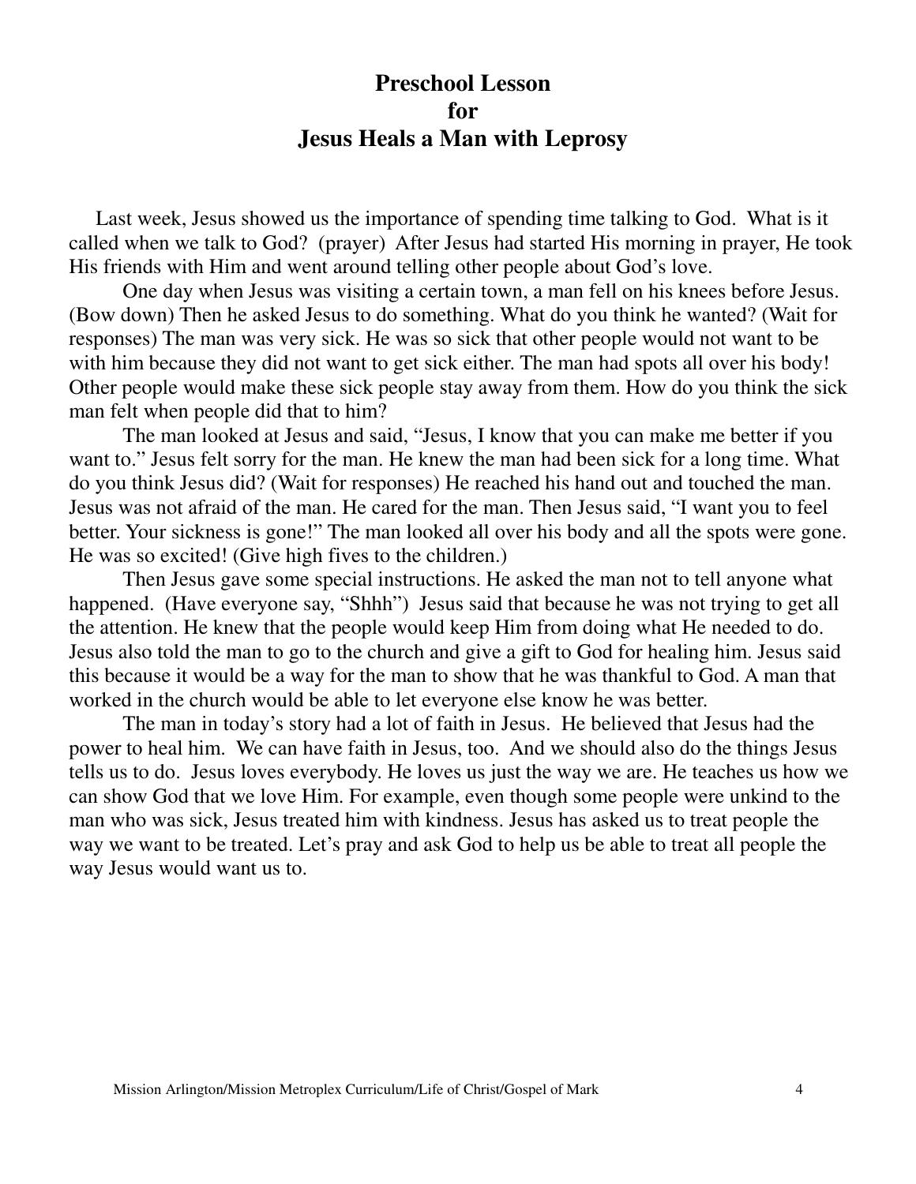# Preschool Lesson for Jesus Heals a Man with Leprosy

Last week, Jesus showed us the importance of spending time talking to God. What is it called when we talk to God? (prayer) After Jesus had started His morning in prayer, He took His friends with Him and went around telling other people about God's love.

One day when Jesus was visiting a certain town, a man fell on his knees before Jesus. (Bow down) Then he asked Jesus to do something. What do you think he wanted? (Wait for responses) The man was very sick. He was so sick that other people would not want to be with him because they did not want to get sick either. The man had spots all over his body! Other people would make these sick people stay away from them. How do you think the sick man felt when people did that to him?

The man looked at Jesus and said, "Jesus, I know that you can make me better if you want to." Jesus felt sorry for the man. He knew the man had been sick for a long time. What do you think Jesus did? (Wait for responses) He reached his hand out and touched the man. Jesus was not afraid of the man. He cared for the man. Then Jesus said, "I want you to feel better. Your sickness is gone!" The man looked all over his body and all the spots were gone. He was so excited! (Give high fives to the children.)

Then Jesus gave some special instructions. He asked the man not to tell anyone what happened. (Have everyone say, "Shhh") Jesus said that because he was not trying to get all the attention. He knew that the people would keep Him from doing what He needed to do. Jesus also told the man to go to the church and give a gift to God for healing him. Jesus said this because it would be a way for the man to show that he was thankful to God. A man that worked in the church would be able to let everyone else know he was better.

The man in today's story had a lot of faith in Jesus. He believed that Jesus had the power to heal him. We can have faith in Jesus, too. And we should also do the things Jesus tells us to do. Jesus loves everybody. He loves us just the way we are. He teaches us how we can show God that we love Him. For example, even though some people were unkind to the man who was sick, Jesus treated him with kindness. Jesus has asked us to treat people the way we want to be treated. Let's pray and ask God to help us be able to treat all people the way Jesus would want us to.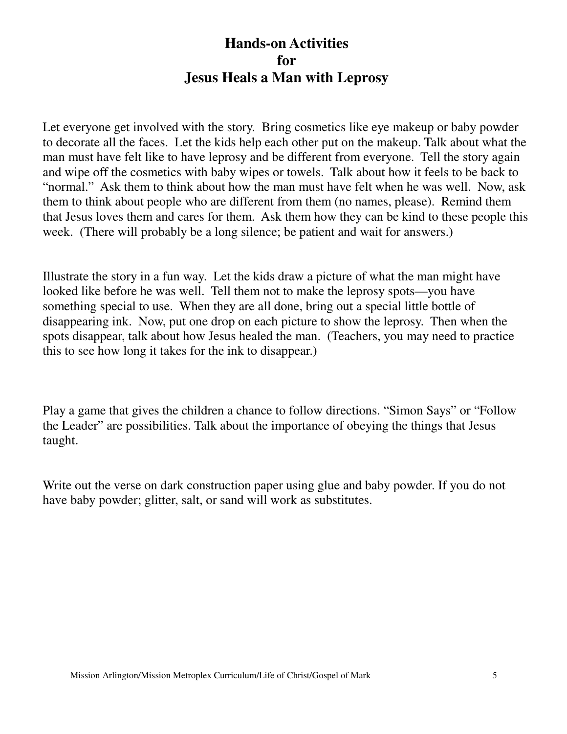# Hands-on Activities
# for
# Jesus Heals a Man with Leprosy

Let everyone get involved with the story. Bring cosmetics like eye makeup or baby powder to decorate all the faces. Let the kids help each other put on the makeup. Talk about what the man must have felt like to have leprosy and be different from everyone. Tell the story again and wipe off the cosmetics with baby wipes or towels. Talk about how it feels to be back to "normal." Ask them to think about how the man must have felt when he was well. Now, ask them to think about people who are different from them (no names, please). Remind them that Jesus loves them and cares for them. Ask them how they can be kind to these people this week. (There will probably be a long silence; be patient and wait for answers.)

Illustrate the story in a fun way. Let the kids draw a picture of what the man might have looked like before he was well. Tell them not to make the leprosy spots—you have something special to use. When they are all done, bring out a special little bottle of disappearing ink. Now, put one drop on each picture to show the leprosy. Then when the spots disappear, talk about how Jesus healed the man. (Teachers, you may need to practice this to see how long it takes for the ink to disappear.)

Play a game that gives the children a chance to follow directions. "Simon Says" or "Follow the Leader" are possibilities. Talk about the importance of obeying the things that Jesus taught.

Write out the verse on dark construction paper using glue and baby powder. If you do not have baby powder; glitter, salt, or sand will work as substitutes.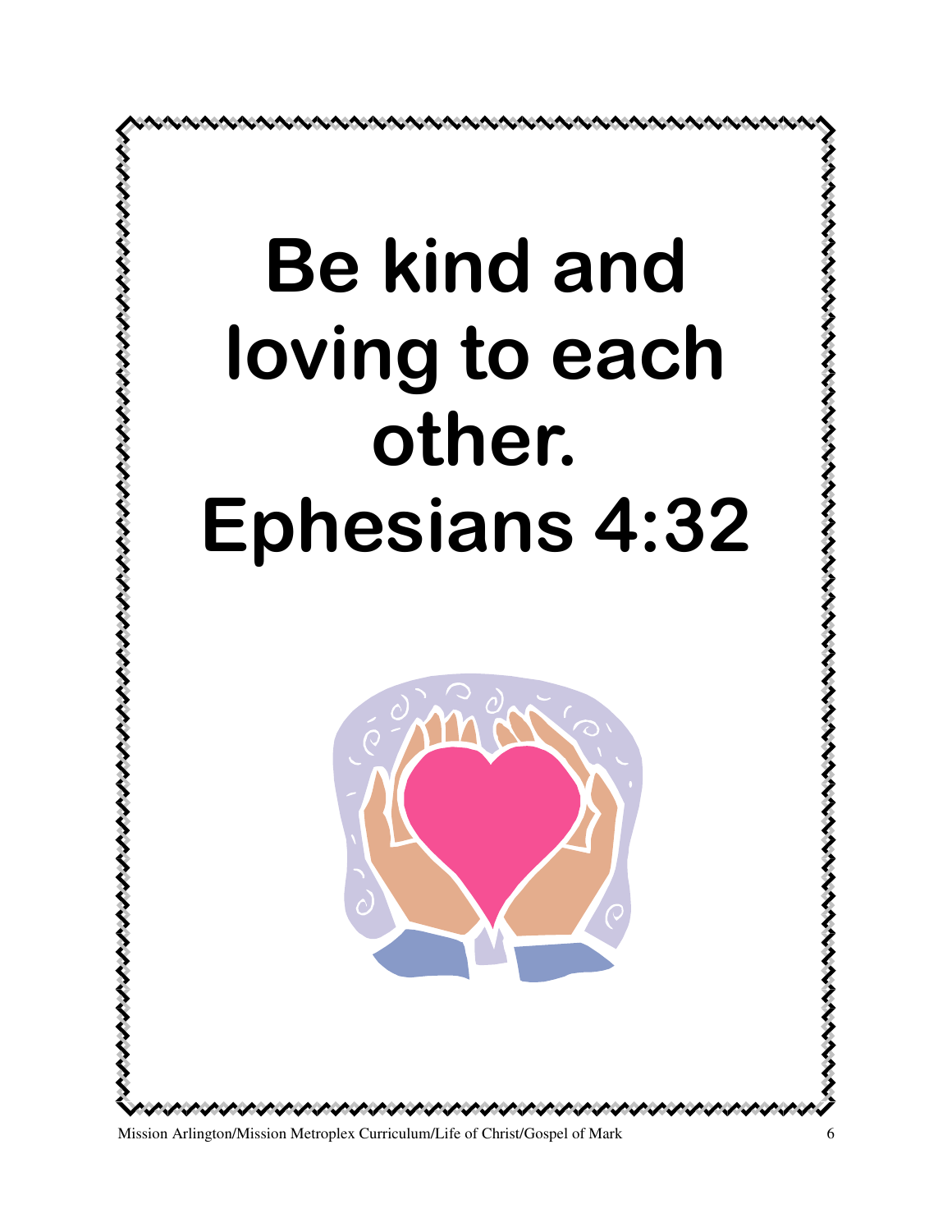# Be kind and loving to each other. Ephesians 4:32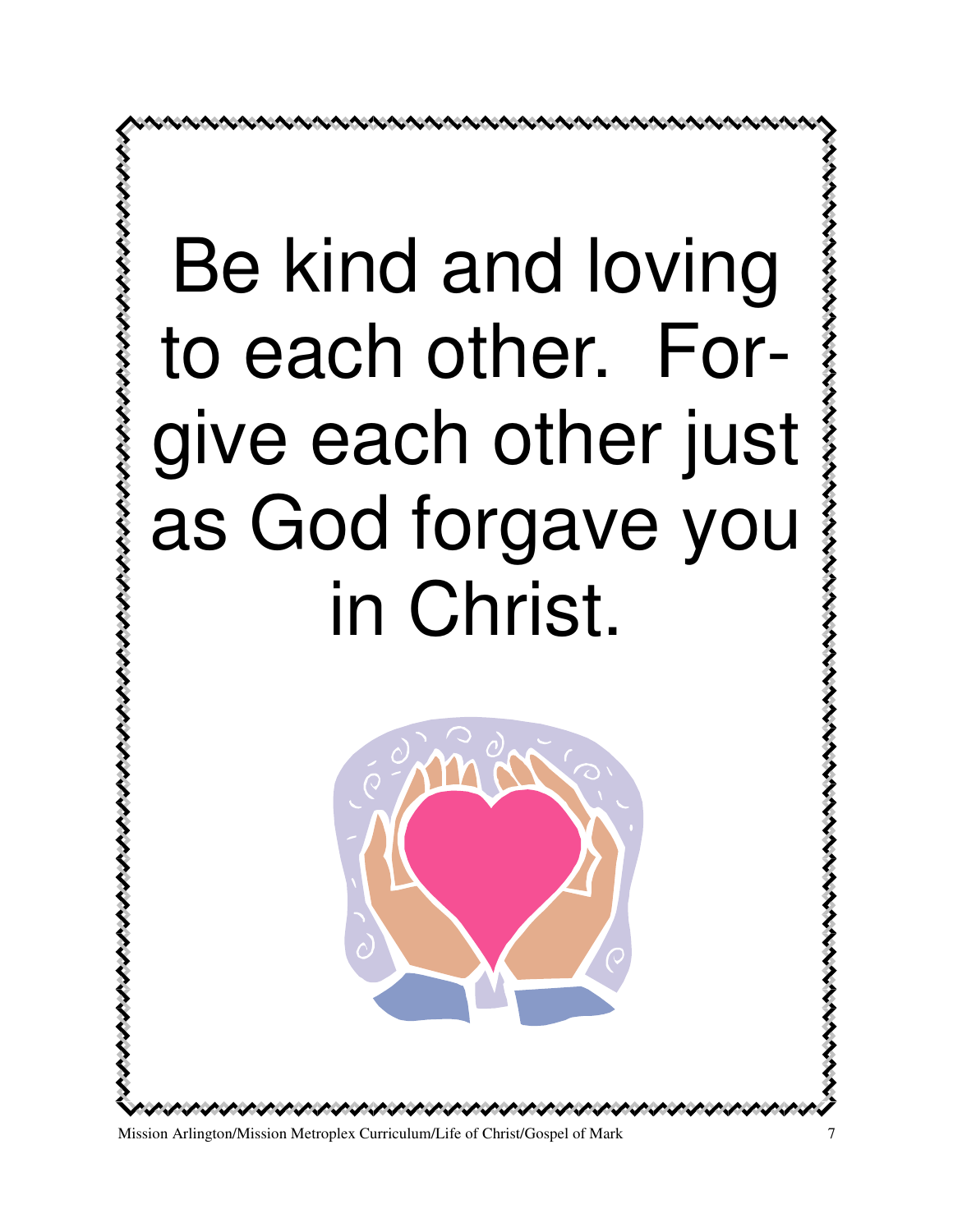# Be kind and loving to each other. Forgive each other just as God forgave you in Christ.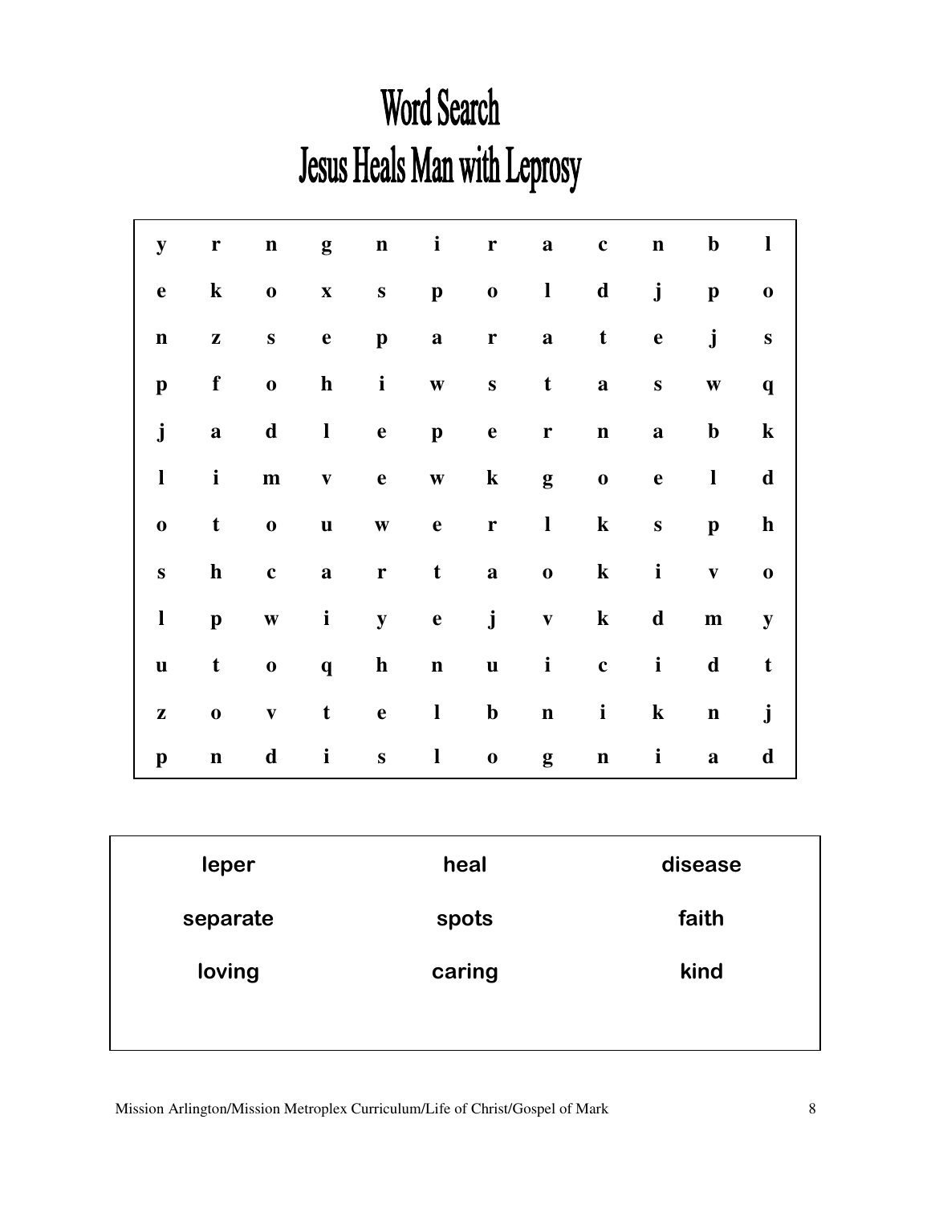# Word Search
# Jesus Heals Man with Leprosy

| | | | | | | | | | | | |
|---|---|---|---|---|---|---|---|---|---|---|---|
| y | r | n | g | n | i | r | a | c | n | b | l |
| e | k | o | x | s | p | o | l | d | j | p | o |
| n | z | s | e | p | a | r | a | t | e | j | s |
| p | f | o | h | i | w | s | t | a | s | w | q |
| j | a | d | l | e | p | e | r | n | a | b | k |
| l | i | m | v | e | w | k | g | o | e | l | d |
| o | t | o | u | w | e | r | l | k | s | p | h |
| s | h | c | a | r | t | a | o | k | i | v | o |
| l | p | w | i | y | e | j | v | k | d | m | y |
| u | t | o | q | h | n | u | i | c | i | d | t |
| z | o | v | t | e | l | b | n | i | k | n | j |
| p | n | d | i | s | l | o | g | n | i | a | d |

| | | |
|---|---|---|
| leper | heal | disease |
| separate | spots | faith |
| loving | caring | kind |

Mission Arlington/Mission Metroplex Curriculum/Life of Christ/Gospel of Mark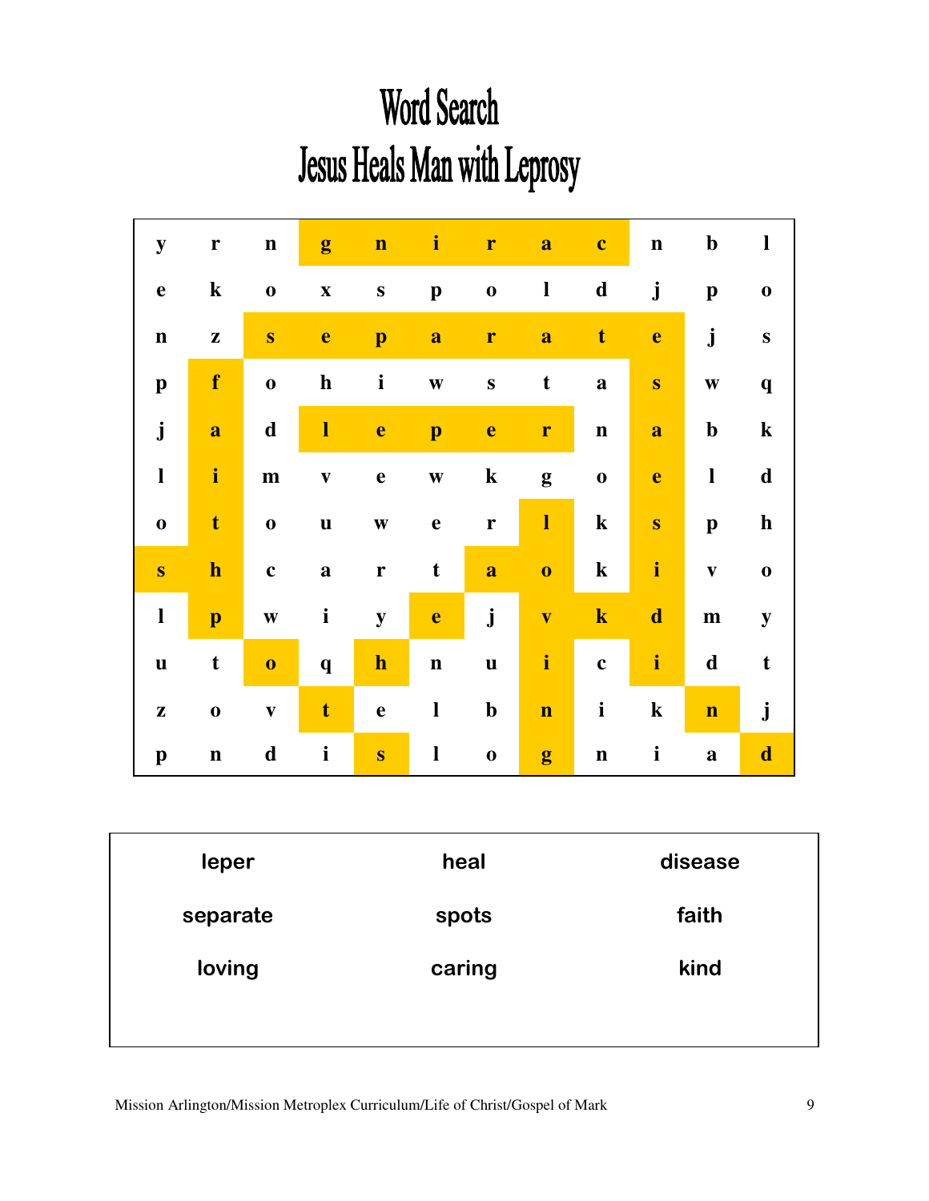# Word Search
# Jesus Heals Man with Leprosy

| | | | | | | | | | | | |
|---|---|---|---|---|---|---|---|---|---|---|---|
| y | r | n | g | n | i | r | a | c | n | b | l |
| e | k | o | x | s | p | o | l | d | j | p | o |
| n | z | s | e | p | a | r | a | t | e | j | s |
| p | f | o | h | i | w | s | t | a | s | w | q |
| j | a | d | l | e | p | e | r | n | a | b | k |
| l | i | m | v | e | w | k | g | o | e | l | d |
| o | t | o | u | w | e | r | l | k | s | p | h |
| s | h | c | a | r | t | a | o | k | i | v | o |
| l | p | w | i | y | e | j | v | k | d | m | y |
| u | t | o | q | h | n | u | i | c | i | d | t |
| z | o | v | t | e | l | b | n | i | k | n | j |
| p | n | d | i | s | l | o | g | n | i | a | d |

| | | |
|---|---|---|
| leper | heal | disease |
| separate | spots | faith |
| loving | caring | kind |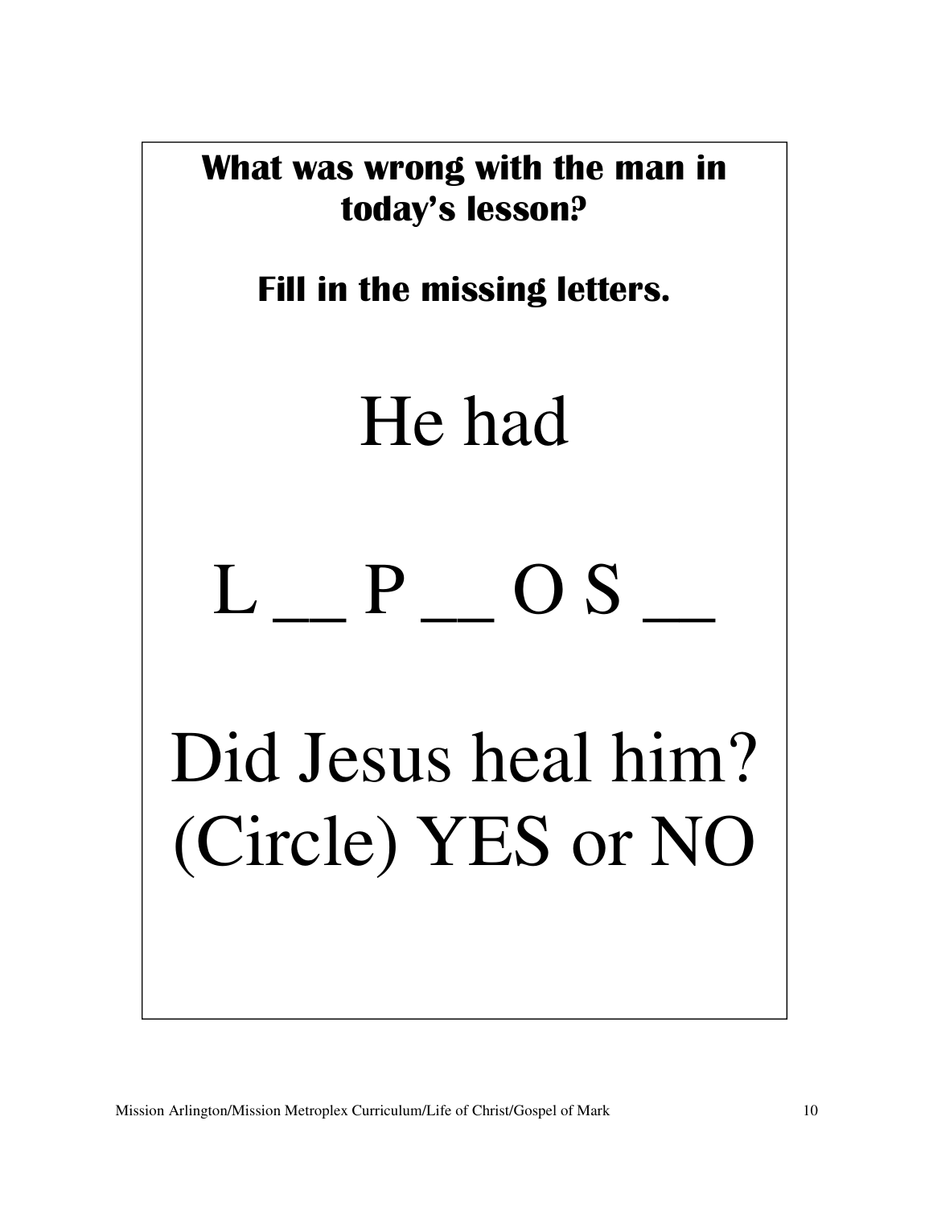**What was wrong with the man in today's lesson?**

**Fill in the missing letters.**

He had

L __ P __ O S __

Did Jesus heal him?
(Circle) YES or NO